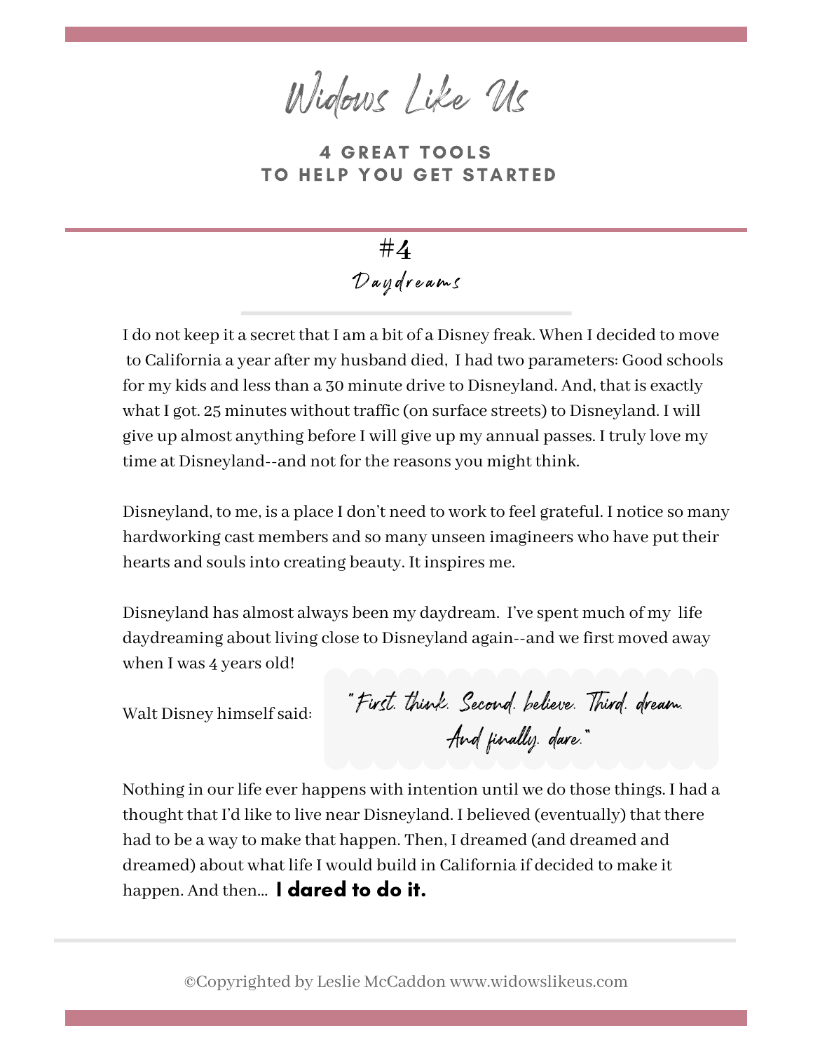# Widows Like Us

## 4 GREAT TOOLS TO HELP YOU GET STARTED

## #4
### Daydreams

I do not keep it a secret that I am a bit of a Disney freak. When I decided to move to California a year after my husband died, I had two parameters: Good schools for my kids and less than a 30 minute drive to Disneyland. And, that is exactly what I got. 25 minutes without traffic (on surface streets) to Disneyland. I will give up almost anything before I will give up my annual passes. I truly love my time at Disneyland--and not for the reasons you might think.

Disneyland, to me, is a place I don't need to work to feel grateful. I notice so many hardworking cast members and so many unseen imagineers who have put their hearts and souls into creating beauty. It inspires me.

Disneyland has almost always been my daydream. I've spent much of my life daydreaming about living close to Disneyland again--and we first moved away when I was 4 years old!

Walt Disney himself said:

> *"First. think. Second. believe. Third. dream. And finally. dare."*

Nothing in our life ever happens with intention until we do those things. I had a thought that I'd like to live near Disneyland. I believed (eventually) that there had to be a way to make that happen. Then, I dreamed (and dreamed and dreamed) about what life I would build in California if decided to make it happen. And then... **I dared to do it.**

©Copyrighted by Leslie McCaddon www.widowslikeus.com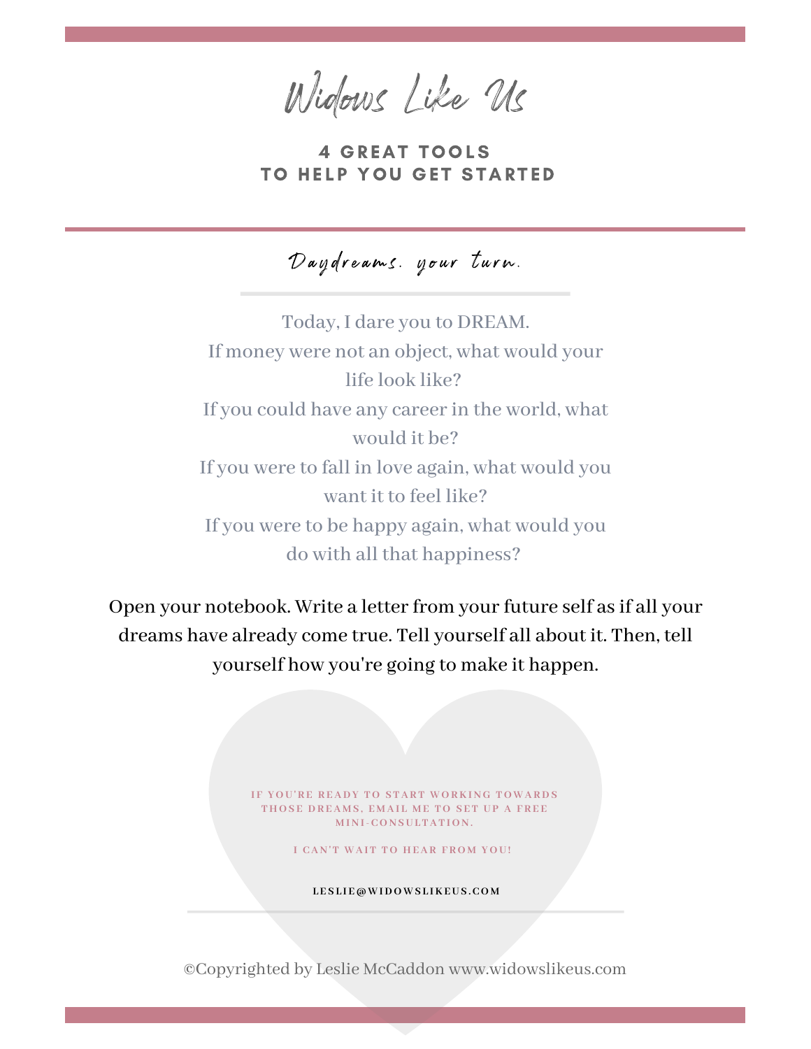# Widows Like Us

## 4 GREAT TOOLS
## TO HELP YOU GET STARTED

### Daydreams. your turn.

Today, I dare you to DREAM.
If money were not an object, what would your life look like?
If you could have any career in the world, what would it be?
If you were to fall in love again, what would you want it to feel like?
If you were to be happy again, what would you do with all that happiness?

Open your notebook. Write a letter from your future self as if all your dreams have already come true. Tell yourself all about it. Then, tell yourself how you're going to make it happen.

IF YOU'RE READY TO START WORKING TOWARDS THOSE DREAMS, EMAIL ME TO SET UP A FREE MINI-CONSULTATION.

I CAN'T WAIT TO HEAR FROM YOU!

**LESLIE@WIDOWSLIKEUS.COM**

©Copyrighted by Leslie McCaddon www.widowslikeus.com